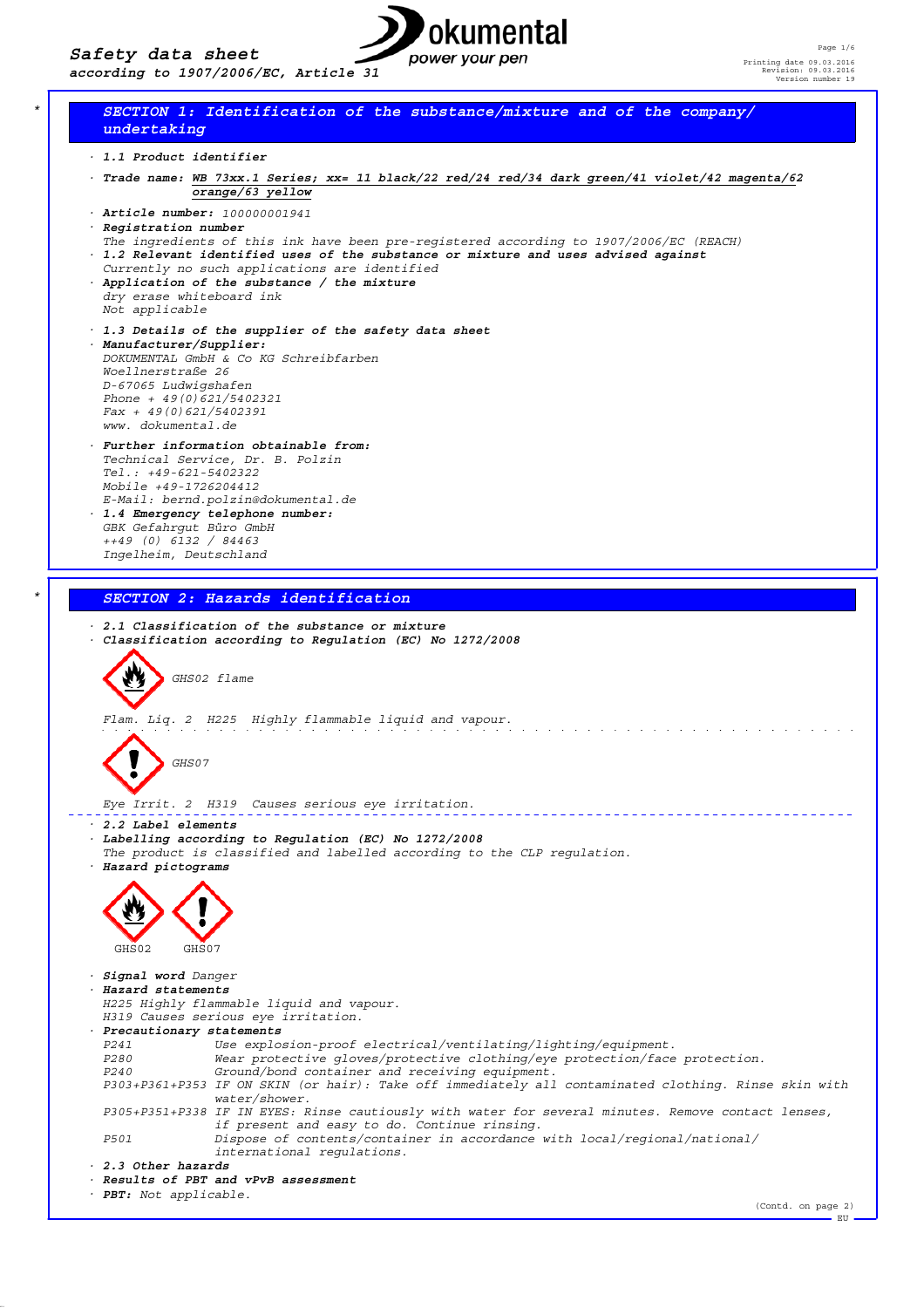# Safety data sheet
according to 1907/2006/EC, Article 31

Printing date 09.03.2016
Revision: 09.03.2016
Version number 19

## SECTION 1: Identification of the substance/mixture and of the company/ undertaking

· **1.1 Product identifier**

· **Trade name:** WB 73xx.1 Series; xx= 11 black/22 red/24 red/34 dark green/41 violet/42 magenta/62 orange/63 yellow

· **Article number:** 100000001941
· **Registration number**
The ingredients of this ink have been pre-registered according to 1907/2006/EC (REACH)
· **1.2 Relevant identified uses of the substance or mixture and uses advised against**
Currently no such applications are identified
· **Application of the substance / the mixture**
dry erase whiteboard ink
Not applicable

· **1.3 Details of the supplier of the safety data sheet**
· **Manufacturer/Supplier:**
DOKUMENTAL GmbH & Co KG Schreibfarben
Woellnerstraße 26
D-67065 Ludwigshafen
Phone + 49(0)621/5402321
Fax + 49(0)621/5402391
www. dokumental.de

· **Further information obtainable from:**
Technical Service, Dr. B. Polzin
Tel.: +49-621-5402322
Mobile +49-1726204412
E-Mail: bernd.polzin@dokumental.de
· **1.4 Emergency telephone number:**
GBK Gefahrgut Büro GmbH
++49 (0) 6132 / 84463
Ingelheim, Deutschland

## SECTION 2: Hazards identification

· **2.1 Classification of the substance or mixture**
· **Classification according to Regulation (EC) No 1272/2008**

GHS02 flame

Flam. Liq. 2 H225 Highly flammable liquid and vapour.

GHS07

Eye Irrit. 2 H319 Causes serious eye irritation.

· **2.2 Label elements**
· **Labelling according to Regulation (EC) No 1272/2008**
The product is classified and labelled according to the CLP regulation.
· **Hazard pictograms**

GHS02 GHS07

· **Signal word** Danger
· **Hazard statements**
H225 Highly flammable liquid and vapour.
H319 Causes serious eye irritation.
· **Precautionary statements**

| | |
|---|---|
| P241 | Use explosion-proof electrical/ventilating/lighting/equipment. |
| P280 | Wear protective gloves/protective clothing/eye protection/face protection. |
| P240 | Ground/bond container and receiving equipment. |
| P303+P361+P353 | IF ON SKIN (or hair): Take off immediately all contaminated clothing. Rinse skin with water/shower. |
| P305+P351+P338 | IF IN EYES: Rinse cautiously with water for several minutes. Remove contact lenses, if present and easy to do. Continue rinsing. |
| P501 | Dispose of contents/container in accordance with local/regional/national/ international regulations. |

· **2.3 Other hazards**
· **Results of PBT and vPvB assessment**
· **PBT:** Not applicable.

(Contd. on page 2)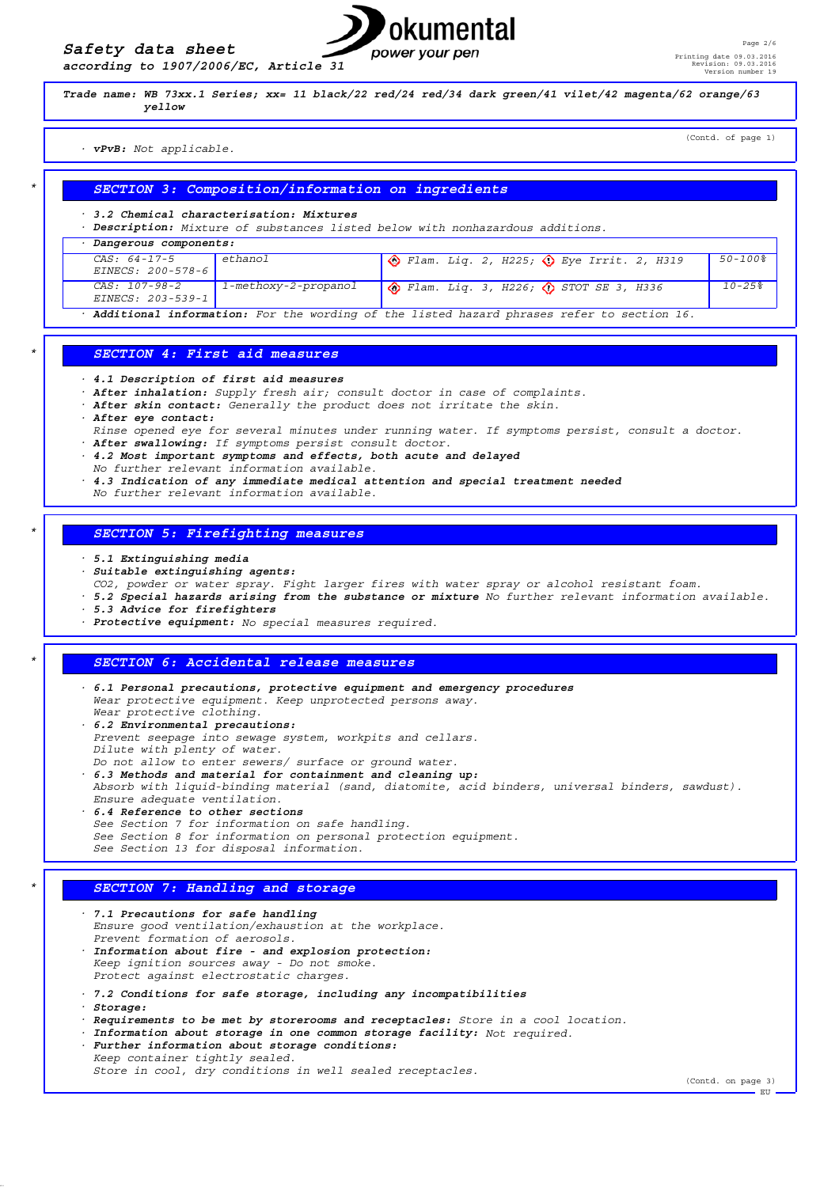Trade name: WB 73xx.1 Series; xx= 11 black/22 red/24 red/34 dark green/41 vilet/42 magenta/62 orange/63 yellow

(Contd. of page 1)

· **vPvB:** Not applicable.

## SECTION 3: Composition/information on ingredients

· **3.2 Chemical characterisation: Mixtures**
· **Description:** Mixture of substances listed below with nonhazardous additions.

| · Dangerous components: | | | |
|---|---|---|---|
| CAS: 64-17-5<br>EINECS: 200-578-6 | ethanol | Flam. Liq. 2, H225; Eye Irrit. 2, H319 | 50-100% |
| CAS: 107-98-2<br>EINECS: 203-539-1 | 1-methoxy-2-propanol | Flam. Liq. 3, H226; STOT SE 3, H336 | 10-25% |

· **Additional information:** For the wording of the listed hazard phrases refer to section 16.

## SECTION 4: First aid measures

· **4.1 Description of first aid measures**
· **After inhalation:** Supply fresh air; consult doctor in case of complaints.
· **After skin contact:** Generally the product does not irritate the skin.
· **After eye contact:**
Rinse opened eye for several minutes under running water. If symptoms persist, consult a doctor.
· **After swallowing:** If symptoms persist consult doctor.
· **4.2 Most important symptoms and effects, both acute and delayed**
No further relevant information available.
· **4.3 Indication of any immediate medical attention and special treatment needed**
No further relevant information available.

## SECTION 5: Firefighting measures

· **5.1 Extinguishing media**
· **Suitable extinguishing agents:**
CO2, powder or water spray. Fight larger fires with water spray or alcohol resistant foam.
· **5.2 Special hazards arising from the substance or mixture** No further relevant information available.
· **5.3 Advice for firefighters**
· **Protective equipment:** No special measures required.

## SECTION 6: Accidental release measures

· **6.1 Personal precautions, protective equipment and emergency procedures**
Wear protective equipment. Keep unprotected persons away.
Wear protective clothing.
· **6.2 Environmental precautions:**
Prevent seepage into sewage system, workpits and cellars.
Dilute with plenty of water.
Do not allow to enter sewers/ surface or ground water.
· **6.3 Methods and material for containment and cleaning up:**
Absorb with liquid-binding material (sand, diatomite, acid binders, universal binders, sawdust).
Ensure adequate ventilation.
· **6.4 Reference to other sections**
See Section 7 for information on safe handling.
See Section 8 for information on personal protection equipment.
See Section 13 for disposal information.

## SECTION 7: Handling and storage

· **7.1 Precautions for safe handling**
Ensure good ventilation/exhaustion at the workplace.
Prevent formation of aerosols.
· **Information about fire - and explosion protection:**
Keep ignition sources away - Do not smoke.
Protect against electrostatic charges.

· **7.2 Conditions for safe storage, including any incompatibilities**
· **Storage:**
· **Requirements to be met by storerooms and receptacles:** Store in a cool location.
· **Information about storage in one common storage facility:** Not required.
· **Further information about storage conditions:**
Keep container tightly sealed.
Store in cool, dry conditions in well sealed receptacles.

(Contd. on page 3)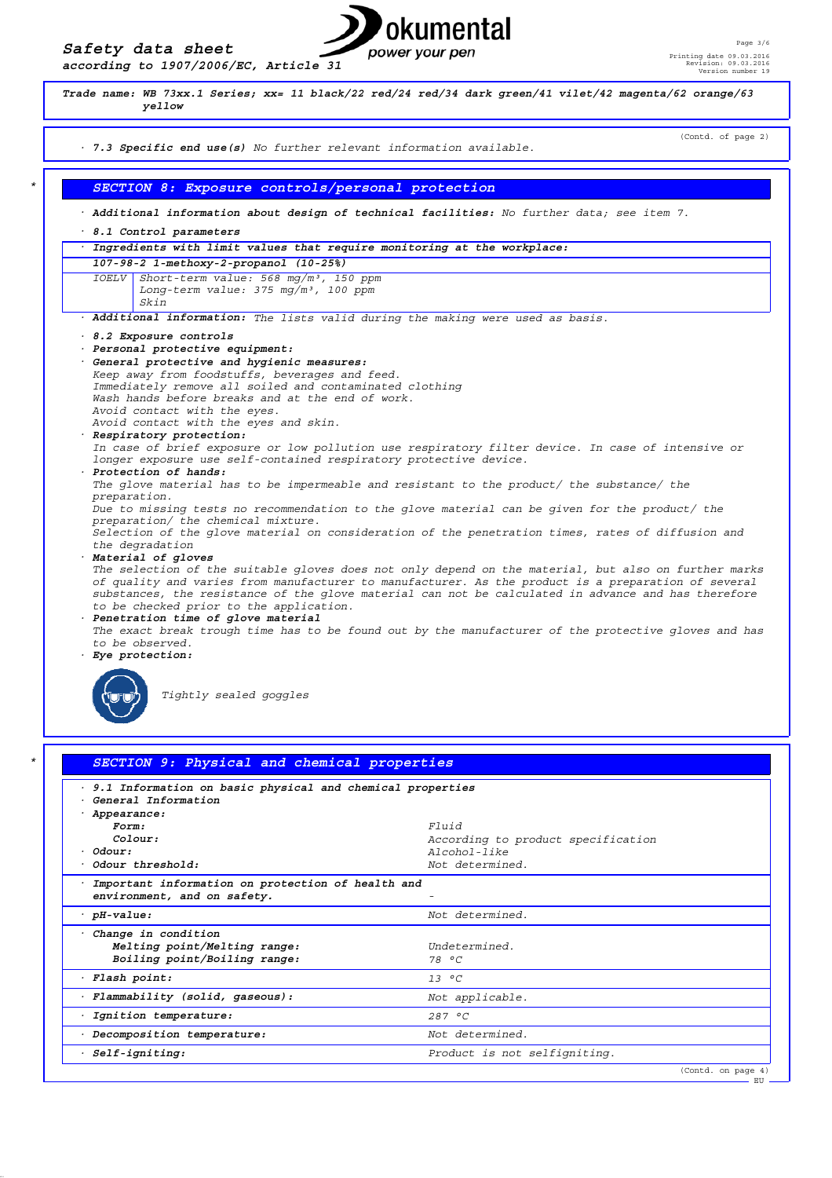Trade name: **WB 73xx.1 Series; xx= 11 black/22 red/24 red/34 dark green/41 vilet/42 magenta/62 orange/63 yellow**

(Contd. of page 2)

· **7.3 Specific end use(s)** No further relevant information available.

## SECTION 8: Exposure controls/personal protection

· **Additional information about design of technical facilities:** No further data; see item 7.

· **8.1 Control parameters**

· **Ingredients with limit values that require monitoring at the workplace:**

| **107-98-2 1-methoxy-2-propanol (10-25%)** | |
|---|---|
| IOELV | Short-term value: 568 mg/m³, 150 ppm<br>Long-term value: 375 mg/m³, 100 ppm<br>Skin |

· **Additional information:** The lists valid during the making were used as basis.

· **8.2 Exposure controls**

· **Personal protective equipment:**

· **General protective and hygienic measures:**
Keep away from foodstuffs, beverages and feed.
Immediately remove all soiled and contaminated clothing
Wash hands before breaks and at the end of work.
Avoid contact with the eyes.
Avoid contact with the eyes and skin.

· **Respiratory protection:**
In case of brief exposure or low pollution use respiratory filter device. In case of intensive or longer exposure use self-contained respiratory protective device.

· **Protection of hands:**
The glove material has to be impermeable and resistant to the product/ the substance/ the preparation.
Due to missing tests no recommendation to the glove material can be given for the product/ the preparation/ the chemical mixture.
Selection of the glove material on consideration of the penetration times, rates of diffusion and the degradation

· **Material of gloves**
The selection of the suitable gloves does not only depend on the material, but also on further marks of quality and varies from manufacturer to manufacturer. As the product is a preparation of several substances, the resistance of the glove material can not be calculated in advance and has therefore to be checked prior to the application.

· **Penetration time of glove material**
The exact break trough time has to be found out by the manufacturer of the protective gloves and has to be observed.

· **Eye protection:**

Tightly sealed goggles

## SECTION 9: Physical and chemical properties

| | |
|---|---|
| · **9.1 Information on basic physical and chemical properties** | |
| · **General Information** | |
| · **Appearance:** | |
| **Form:** | Fluid |
| **Colour:** | According to product specification |
| · **Odour:** | Alcohol-like |
| · **Odour threshold:** | Not determined. |
| · **Important information on protection of health and environment, and on safety.** | - |
| · **pH-value:** | Not determined. |
| · **Change in condition** | |
| **Melting point/Melting range:** | Undetermined. |
| **Boiling point/Boiling range:** | 78 °C |
| · **Flash point:** | 13 °C |
| · **Flammability (solid, gaseous):** | Not applicable. |
| · **Ignition temperature:** | 287 °C |
| · **Decomposition temperature:** | Not determined. |
| · **Self-igniting:** | Product is not selfigniting. |

(Contd. on page 4)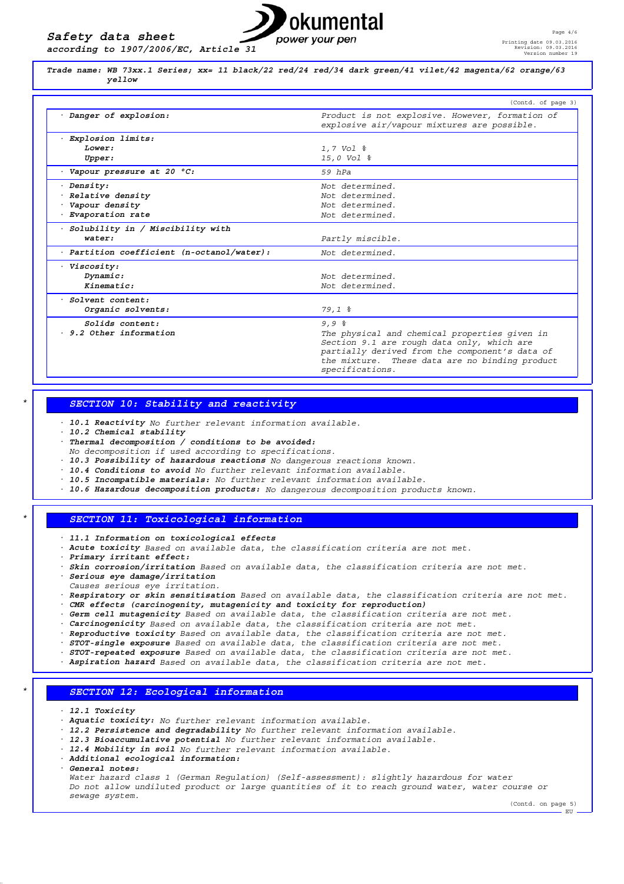Trade name: WB 73xx.1 Series; xx= 11 black/22 red/24 red/34 dark green/41 vilet/42 magenta/62 orange/63 yellow

(Contd. of page 3)

| | |
|---|---|
| · **Danger of explosion:** | Product is not explosive. However, formation of explosive air/vapour mixtures are possible. |
| · **Explosion limits:** | |
| **Lower:** | 1,7 Vol % |
| **Upper:** | 15,0 Vol % |
| · **Vapour pressure at 20 °C:** | 59 hPa |
| · **Density:** | Not determined. |
| · **Relative density** | Not determined. |
| · **Vapour density** | Not determined. |
| · **Evaporation rate** | Not determined. |
| · **Solubility in / Miscibility with water:** | Partly miscible. |
| · **Partition coefficient (n-octanol/water):** | Not determined. |
| · **Viscosity:** | |
| **Dynamic:** | Not determined. |
| **Kinematic:** | Not determined. |
| · **Solvent content:** | |
| **Organic solvents:** | 79,1 % |
| **Solids content:** | 9,9 % |
| · **9.2 Other information** | The physical and chemical properties given in Section 9.1 are rough data only, which are partially derived from the component's data of the mixture. These data are no binding product specifications. |

## SECTION 10: Stability and reactivity

- · **10.1 Reactivity** No further relevant information available.
- · **10.2 Chemical stability**
- · **Thermal decomposition / conditions to be avoided:**
  No decomposition if used according to specifications.
- · **10.3 Possibility of hazardous reactions** No dangerous reactions known.
- · **10.4 Conditions to avoid** No further relevant information available.
- · **10.5 Incompatible materials:** No further relevant information available.
- · **10.6 Hazardous decomposition products:** No dangerous decomposition products known.

## SECTION 11: Toxicological information

- · **11.1 Information on toxicological effects**
- · **Acute toxicity** Based on available data, the classification criteria are not met.
- · **Primary irritant effect:**
- · **Skin corrosion/irritation** Based on available data, the classification criteria are not met.
- · **Serious eye damage/irritation**
  Causes serious eye irritation.
- · **Respiratory or skin sensitisation** Based on available data, the classification criteria are not met.
- · **CMR effects (carcinogenity, mutagenicity and toxicity for reproduction)**
- · **Germ cell mutagenicity** Based on available data, the classification criteria are not met.
- · **Carcinogenicity** Based on available data, the classification criteria are not met.
- · **Reproductive toxicity** Based on available data, the classification criteria are not met.
- · **STOT-single exposure** Based on available data, the classification criteria are not met.
- · **STOT-repeated exposure** Based on available data, the classification criteria are not met.
- · **Aspiration hazard** Based on available data, the classification criteria are not met.

## SECTION 12: Ecological information

- · **12.1 Toxicity**
- · **Aquatic toxicity:** No further relevant information available.
- · **12.2 Persistence and degradability** No further relevant information available.
- · **12.3 Bioaccumulative potential** No further relevant information available.
- · **12.4 Mobility in soil** No further relevant information available.
- · **Additional ecological information:**
- · **General notes:**
  Water hazard class 1 (German Regulation) (Self-assessment): slightly hazardous for water
  Do not allow undiluted product or large quantities of it to reach ground water, water course or sewage system.

(Contd. on page 5)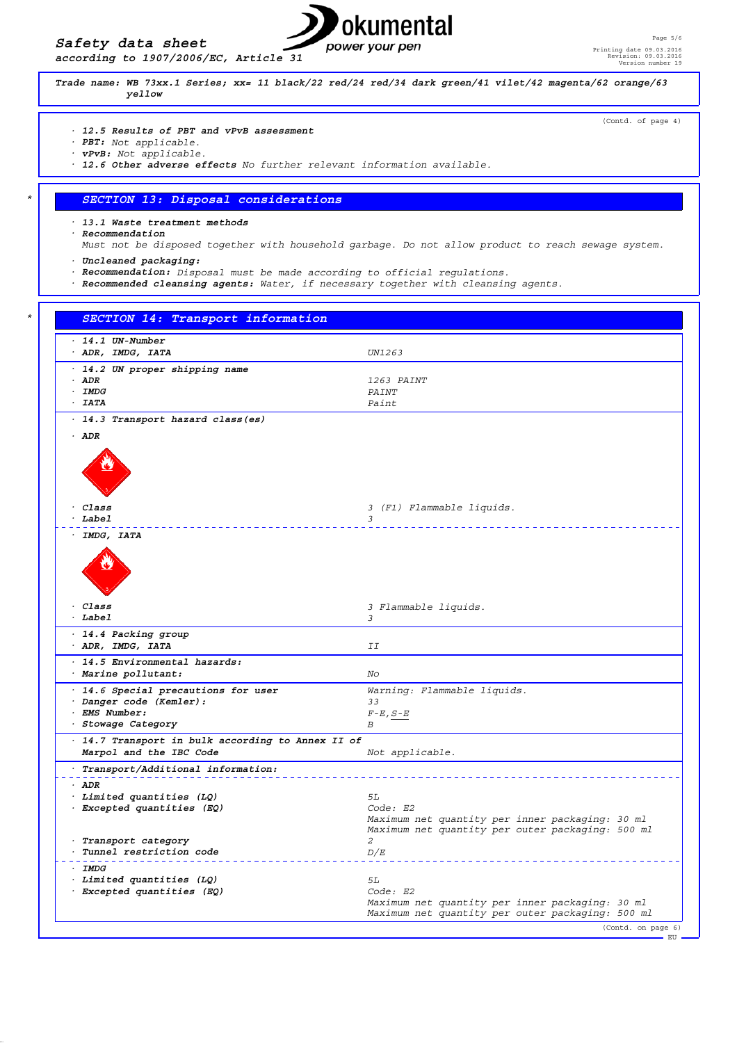**Trade name: WB 73xx.1 Series; xx= 11 black/22 red/24 red/34 dark green/41 vilet/42 magenta/62 orange/63 yellow**

(Contd. of page 4)

- **12.5 Results of PBT and vPvB assessment**
- **PBT:** Not applicable.
- **vPvB:** Not applicable.
- **12.6 Other adverse effects** No further relevant information available.

## SECTION 13: Disposal considerations

- **13.1 Waste treatment methods**
- **Recommendation**
  Must not be disposed together with household garbage. Do not allow product to reach sewage system.
- **Uncleaned packaging:**
- **Recommendation:** Disposal must be made according to official regulations.
- **Recommended cleansing agents:** Water, if necessary together with cleansing agents.

## SECTION 14: Transport information

| | |
|---|---|
| **14.1 UN-Number** | |
| **ADR, IMDG, IATA** | UN1263 |
| **14.2 UN proper shipping name** | |
| **ADR** | 1263 PAINT |
| **IMDG** | PAINT |
| **IATA** | Paint |
| **14.3 Transport hazard class(es)** | |
| **ADR** | |
| **Class** | 3 (F1) Flammable liquids. |
| **Label** | 3 |
| **IMDG, IATA** | |
| **Class** | 3 Flammable liquids. |
| **Label** | 3 |
| **14.4 Packing group** | |
| **ADR, IMDG, IATA** | II |
| **14.5 Environmental hazards:** | |
| **Marine pollutant:** | No |
| **14.6 Special precautions for user** | Warning: Flammable liquids. |
| **Danger code (Kemler):** | 33 |
| **EMS Number:** | F-E,S-E |
| **Stowage Category** | B |
| **14.7 Transport in bulk according to Annex II of Marpol and the IBC Code** | Not applicable. |
| **Transport/Additional information:** | |
| **ADR** | |
| **Limited quantities (LQ)** | 5L |
| **Excepted quantities (EQ)** | Code: E2<br>Maximum net quantity per inner packaging: 30 ml<br>Maximum net quantity per outer packaging: 500 ml |
| **Transport category** | 2 |
| **Tunnel restriction code** | D/E |
| **IMDG** | |
| **Limited quantities (LQ)** | 5L |
| **Excepted quantities (EQ)** | Code: E2<br>Maximum net quantity per inner packaging: 30 ml<br>Maximum net quantity per outer packaging: 500 ml |

(Contd. on page 6)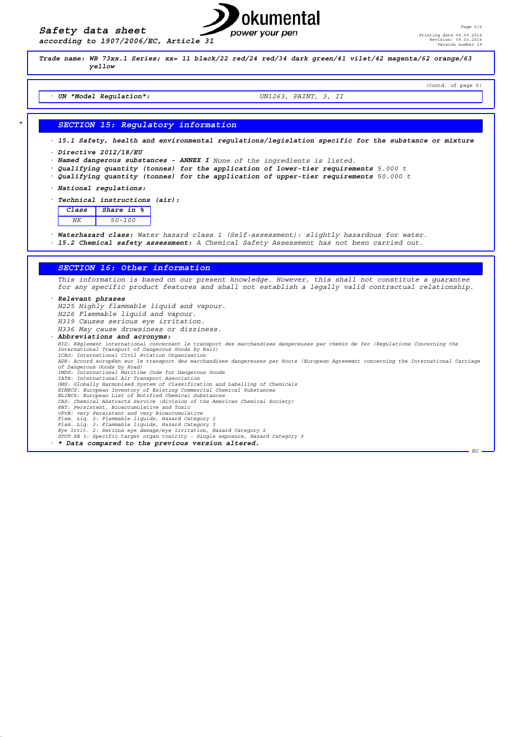Trade name: WB 73xx.1 Series; xx= 11 black/22 red/24 red/34 dark green/41 vilet/42 magenta/62 orange/63 yellow

(Contd. of page 5)

· **UN "Model Regulation":** UN1263, PAINT, 3, II

\*

## SECTION 15: Regulatory information

· **15.1 Safety, health and environmental regulations/legislation specific for the substance or mixture**

· **Directive 2012/18/EU**
· **Named dangerous substances - ANNEX I** None of the ingredients is listed.
· **Qualifying quantity (tonnes) for the application of lower-tier requirements** 5.000 t
· **Qualifying quantity (tonnes) for the application of upper-tier requirements** 50.000 t

· **National regulations:**

· **Technical instructions (air):**

| Class | Share in % |
|---|---|
| NK | 50-100 |

· **Waterhazard class:** Water hazard class 1 (Self-assessment): slightly hazardous for water.
· **15.2 Chemical safety assessment:** A Chemical Safety Assessment has not been carried out.

## SECTION 16: Other information

This information is based on our present knowledge. However, this shall not constitute a guarantee for any specific product features and shall not establish a legally valid contractual relationship.

· **Relevant phrases**
H225 Highly flammable liquid and vapour.
H226 Flammable liquid and vapour.
H319 Causes serious eye irritation.
H336 May cause drowsiness or dizziness.

· **Abbreviations and acronyms:**
RID: Règlement international concernant le transport des marchandises dangereuses par chemin de fer (Regulations Concerning the International Transport of Dangerous Goods by Rail)
ICAO: International Civil Aviation Organisation
ADR: Accord européen sur le transport des marchandises dangereuses par Route (European Agreement concerning the International Carriage of Dangerous Goods by Road)
IMDG: International Maritime Code for Dangerous Goods
IATA: International Air Transport Association
GHS: Globally Harmonised System of Classification and Labelling of Chemicals
EINECS: European Inventory of Existing Commercial Chemical Substances
ELINCS: European List of Notified Chemical Substances
CAS: Chemical Abstracts Service (division of the American Chemical Society)
PBT: Persistent, Bioaccumulative and Toxic
vPvB: very Persistent and very Bioaccumulative
Flam. Liq. 2: Flammable liquids, Hazard Category 2
Flam. Liq. 3: Flammable liquids, Hazard Category 3
Eye Irrit. 2: Serious eye damage/eye irritation, Hazard Category 2
STOT SE 3: Specific target organ toxicity - Single exposure, Hazard Category 3

· **\* Data compared to the previous version altered.**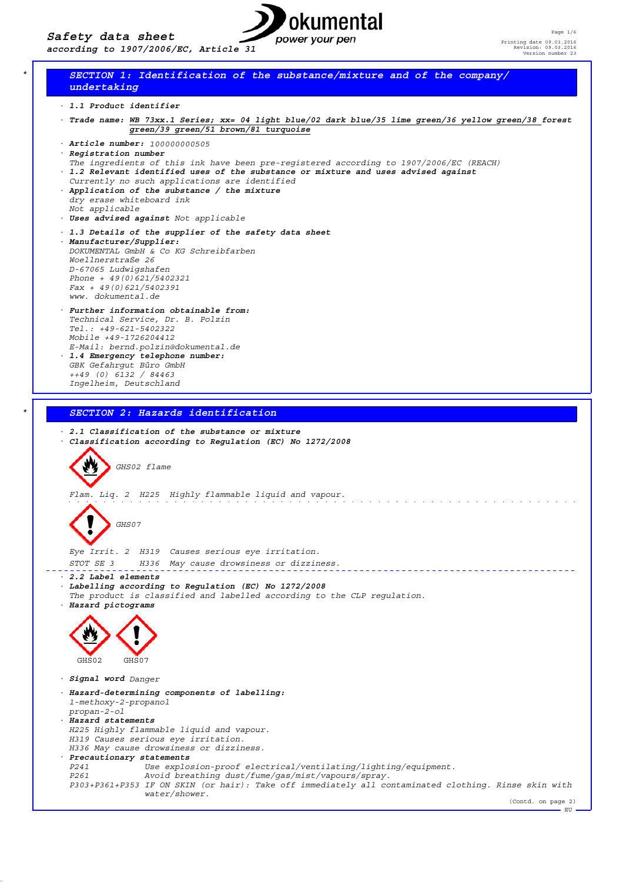# Safety data sheet

*according to 1907/2006/EC, Article 31*

Printing date 09.03.2016
Revision: 09.03.2016
Version number 23

## SECTION 1: Identification of the substance/mixture and of the company/undertaking

· **1.1 Product identifier**

· **Trade name:** WB 73xx.1 Series; xx= 04 light blue/02 dark blue/35 lime green/36 yellow green/38 forest green/39 green/51 brown/81 turquoise

· **Article number:** 100000000505

· **Registration number**
The ingredients of this ink have been pre-registered according to 1907/2006/EC (REACH)

· **1.2 Relevant identified uses of the substance or mixture and uses advised against**
Currently no such applications are identified

· **Application of the substance / the mixture**
dry erase whiteboard ink
Not applicable

· **Uses advised against** Not applicable

· **1.3 Details of the supplier of the safety data sheet**

· **Manufacturer/Supplier:**
DOKUMENTAL GmbH & Co KG Schreibfarben
Woellnerstraße 26
D-67065 Ludwigshafen
Phone + 49(0)621/5402321
Fax + 49(0)621/5402391
www. dokumental.de

· **Further information obtainable from:**
Technical Service, Dr. B. Polzin
Tel.: +49-621-5402322
Mobile +49-1726204412
E-Mail: bernd.polzin@dokumental.de

· **1.4 Emergency telephone number:**
GBK Gefahrgut Büro GmbH
++49 (0) 6132 / 84463
Ingelheim, Deutschland

## SECTION 2: Hazards identification

· **2.1 Classification of the substance or mixture**

· **Classification according to Regulation (EC) No 1272/2008**

GHS02 flame

Flam. Liq. 2 H225 Highly flammable liquid and vapour.

GHS07

Eye Irrit. 2 H319 Causes serious eye irritation.
STOT SE 3 H336 May cause drowsiness or dizziness.

· **2.2 Label elements**

· **Labelling according to Regulation (EC) No 1272/2008**
The product is classified and labelled according to the CLP regulation.

· **Hazard pictograms**

GHS02 GHS07

· **Signal word** Danger

· **Hazard-determining components of labelling:**
1-methoxy-2-propanol
propan-2-ol

· **Hazard statements**
H225 Highly flammable liquid and vapour.
H319 Causes serious eye irritation.
H336 May cause drowsiness or dizziness.

· **Precautionary statements**
P241 Use explosion-proof electrical/ventilating/lighting/equipment.
P261 Avoid breathing dust/fume/gas/mist/vapours/spray.
P303+P361+P353 IF ON SKIN (or hair): Take off immediately all contaminated clothing. Rinse skin with water/shower.

(Contd. on page 2)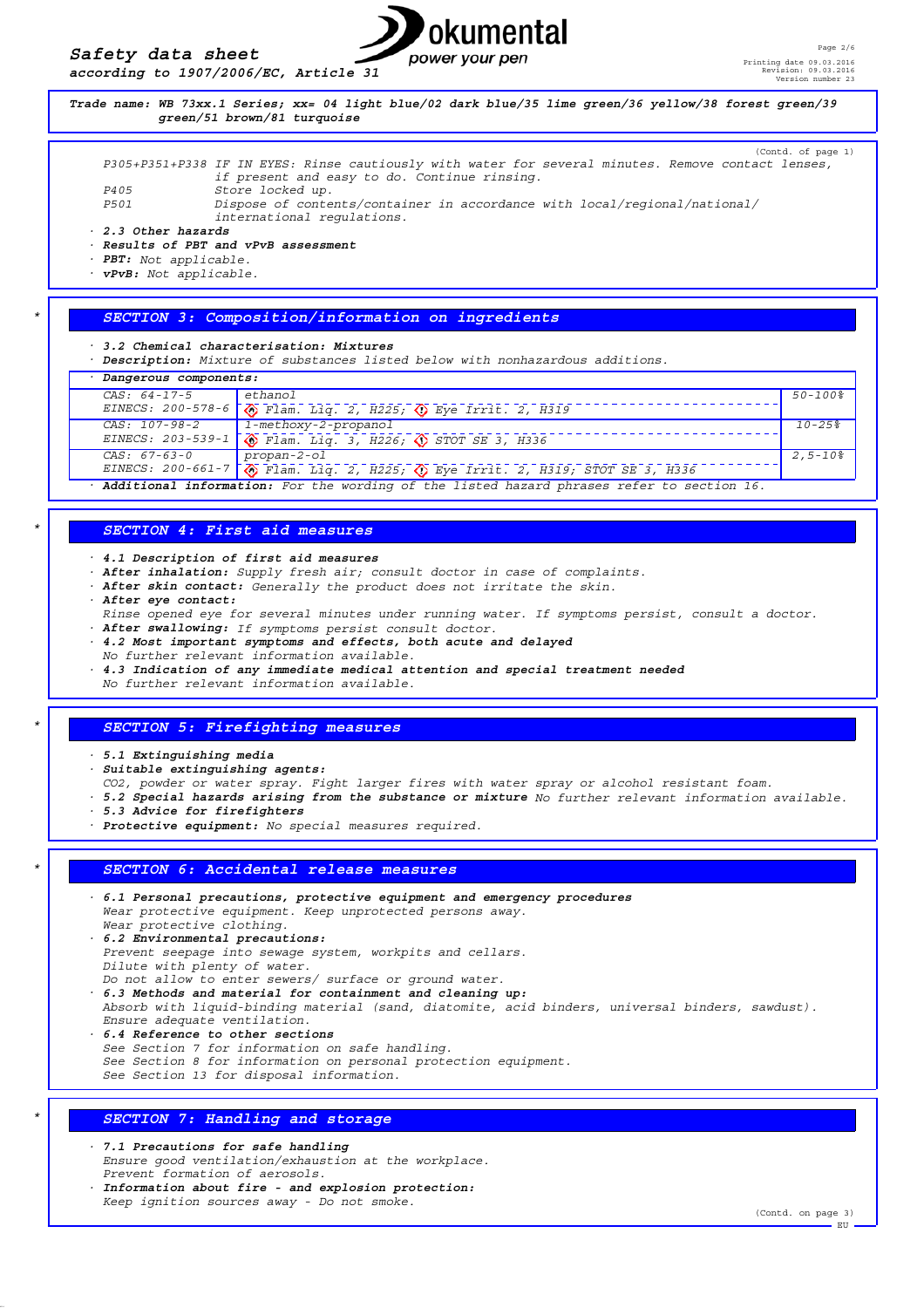**Trade name: WB 73xx.1 Series; xx= 04 light blue/02 dark blue/35 lime green/36 yellow/38 forest green/39 green/51 brown/81 turquoise**

(Contd. of page 1)

P305+P351+P338 IF IN EYES: Rinse cautiously with water for several minutes. Remove contact lenses, if present and easy to do. Continue rinsing.
P405 Store locked up.
P501 Dispose of contents/container in accordance with local/regional/national/international regulations.

· **2.3 Other hazards**
· **Results of PBT and vPvB assessment**
· **PBT:** Not applicable.
· **vPvB:** Not applicable.

## SECTION 3: Composition/information on ingredients

· **3.2 Chemical characterisation: Mixtures**
· **Description:** Mixture of substances listed below with nonhazardous additions.

· **Dangerous components:**

| | | |
|---|---|---|
| CAS: 64-17-5<br>EINECS: 200-578-6 | ethanol<br>Flam. Liq. 2, H225; Eye Irrit. 2, H319 | 50-100% |
| CAS: 107-98-2<br>EINECS: 203-539-1 | 1-methoxy-2-propanol<br>Flam. Liq. 3, H226; STOT SE 3, H336 | 10-25% |
| CAS: 67-63-0<br>EINECS: 200-661-7 | propan-2-ol<br>Flam. Liq. 2, H225; Eye Irrit. 2, H319; STOT SE 3, H336 | 2,5-10% |

· **Additional information:** For the wording of the listed hazard phrases refer to section 16.

## SECTION 4: First aid measures

· **4.1 Description of first aid measures**
· **After inhalation:** Supply fresh air; consult doctor in case of complaints.
· **After skin contact:** Generally the product does not irritate the skin.
· **After eye contact:**
Rinse opened eye for several minutes under running water. If symptoms persist, consult a doctor.
· **After swallowing:** If symptoms persist consult doctor.
· **4.2 Most important symptoms and effects, both acute and delayed**
No further relevant information available.
· **4.3 Indication of any immediate medical attention and special treatment needed**
No further relevant information available.

## SECTION 5: Firefighting measures

· **5.1 Extinguishing media**
· **Suitable extinguishing agents:**
CO2, powder or water spray. Fight larger fires with water spray or alcohol resistant foam.
· **5.2 Special hazards arising from the substance or mixture** No further relevant information available.
· **5.3 Advice for firefighters**
· **Protective equipment:** No special measures required.

## SECTION 6: Accidental release measures

· **6.1 Personal precautions, protective equipment and emergency procedures**
Wear protective equipment. Keep unprotected persons away.
Wear protective clothing.
· **6.2 Environmental precautions:**
Prevent seepage into sewage system, workpits and cellars.
Dilute with plenty of water.
Do not allow to enter sewers/ surface or ground water.
· **6.3 Methods and material for containment and cleaning up:**
Absorb with liquid-binding material (sand, diatomite, acid binders, universal binders, sawdust).
Ensure adequate ventilation.
· **6.4 Reference to other sections**
See Section 7 for information on safe handling.
See Section 8 for information on personal protection equipment.
See Section 13 for disposal information.

## SECTION 7: Handling and storage

· **7.1 Precautions for safe handling**
Ensure good ventilation/exhaustion at the workplace.
Prevent formation of aerosols.
· **Information about fire - and explosion protection:**
Keep ignition sources away - Do not smoke.

(Contd. on page 3)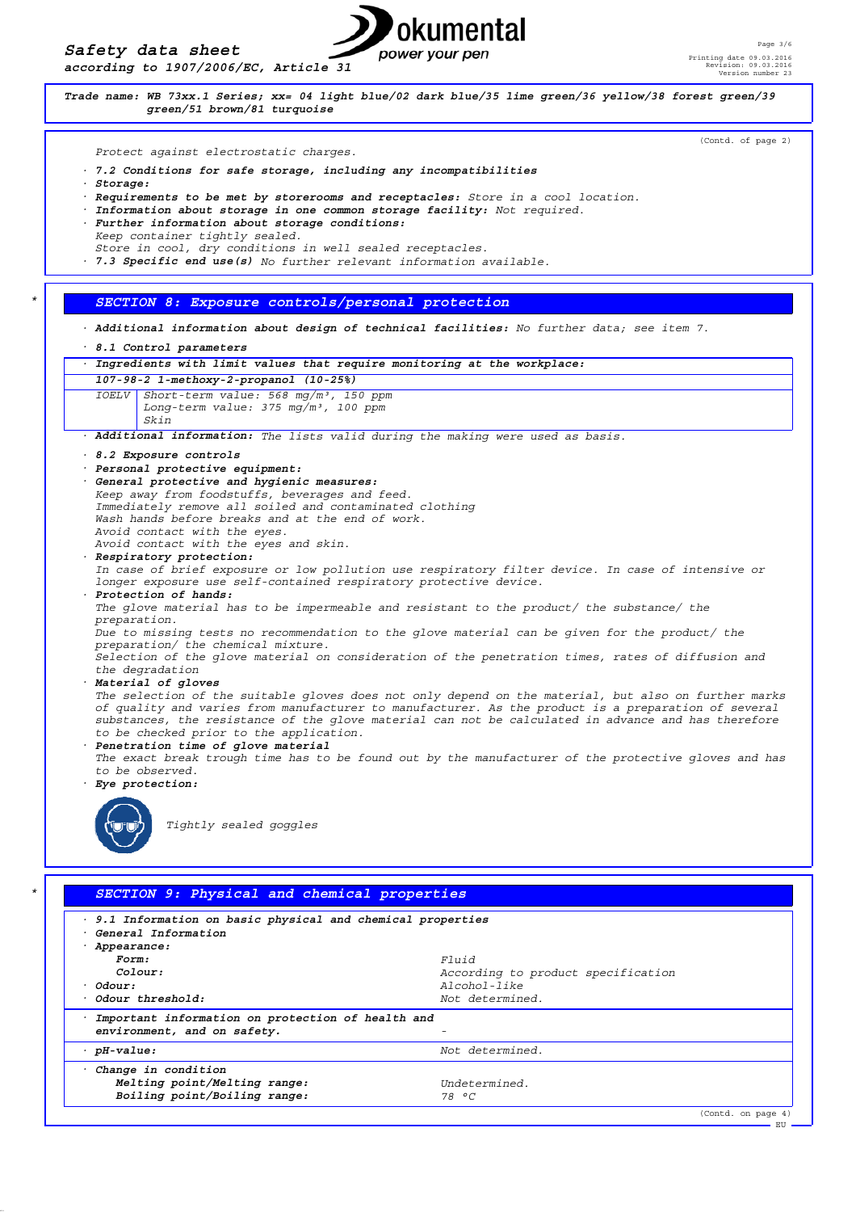Trade name: WB 73xx.1 Series; xx= 04 light blue/02 dark blue/35 lime green/36 yellow/38 forest green/39 green/51 brown/81 turquoise

(Contd. of page 2)

Protect against electrostatic charges.

- **7.2 Conditions for safe storage, including any incompatibilities**
- **Storage:**
- **Requirements to be met by storerooms and receptacles:** Store in a cool location.
- **Information about storage in one common storage facility:** Not required.
- **Further information about storage conditions:**
  Keep container tightly sealed.
  Store in cool, dry conditions in well sealed receptacles.
- **7.3 Specific end use(s)** No further relevant information available.

## SECTION 8: Exposure controls/personal protection

- **Additional information about design of technical facilities:** No further data; see item 7.
- **8.1 Control parameters**

| · Ingredients with limit values that require monitoring at the workplace: | |
|---|---|
| **107-98-2 1-methoxy-2-propanol (10-25%)** | |
| IOELV | Short-term value: 568 mg/m³, 150 ppm<br>Long-term value: 375 mg/m³, 100 ppm<br>Skin |

- **Additional information:** The lists valid during the making were used as basis.
- **8.2 Exposure controls**
- **Personal protective equipment:**
- **General protective and hygienic measures:**
  Keep away from foodstuffs, beverages and feed.
  Immediately remove all soiled and contaminated clothing
  Wash hands before breaks and at the end of work.
  Avoid contact with the eyes.
  Avoid contact with the eyes and skin.
- **Respiratory protection:**
  In case of brief exposure or low pollution use respiratory filter device. In case of intensive or longer exposure use self-contained respiratory protective device.
- **Protection of hands:**
  The glove material has to be impermeable and resistant to the product/ the substance/ the preparation.
  Due to missing tests no recommendation to the glove material can be given for the product/ the preparation/ the chemical mixture.
  Selection of the glove material on consideration of the penetration times, rates of diffusion and the degradation
- **Material of gloves**
  The selection of the suitable gloves does not only depend on the material, but also on further marks of quality and varies from manufacturer to manufacturer. As the product is a preparation of several substances, the resistance of the glove material can not be calculated in advance and has therefore to be checked prior to the application.
- **Penetration time of glove material**
  The exact break trough time has to be found out by the manufacturer of the protective gloves and has to be observed.
- **Eye protection:**

  Tightly sealed goggles

## SECTION 9: Physical and chemical properties

| · 9.1 Information on basic physical and chemical properties | |
|---|---|
| · General Information | |
| · Appearance: | |
| Form: | Fluid |
| Colour: | According to product specification |
| · Odour: | Alcohol-like |
| · Odour threshold: | Not determined. |
| · Important information on protection of health and environment, and on safety. | - |
| · pH-value: | Not determined. |
| · Change in condition | |
| Melting point/Melting range: | Undetermined. |
| Boiling point/Boiling range: | 78 °C |

(Contd. on page 4)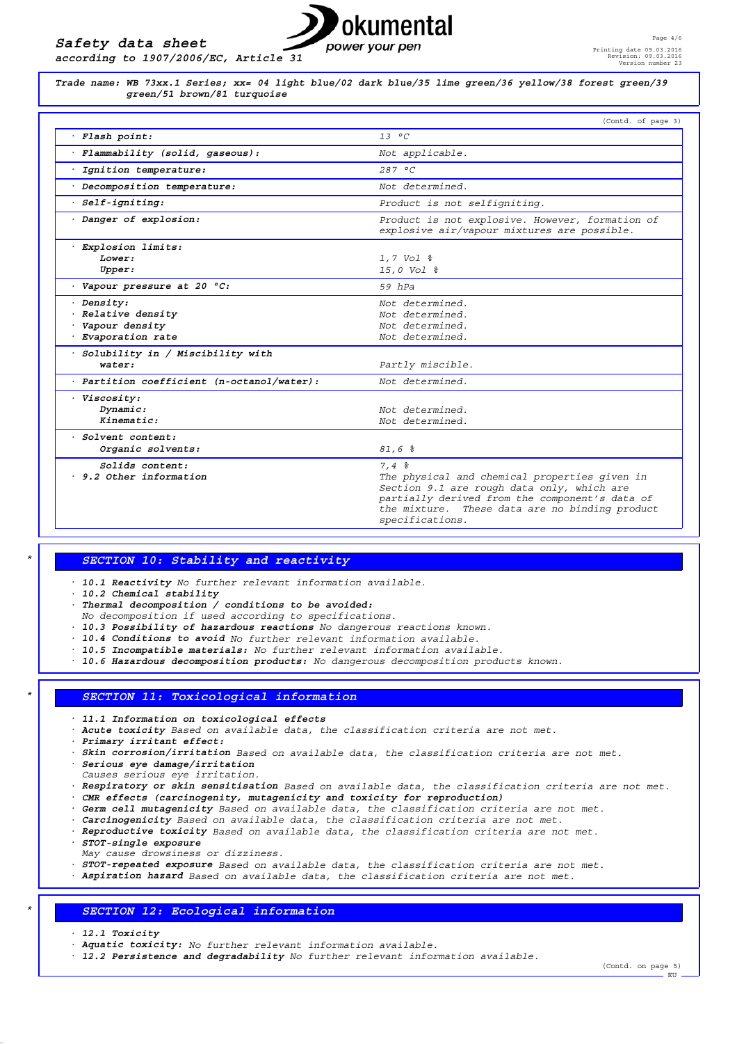Trade name: WB 73xx.1 Series; xx= 04 light blue/02 dark blue/35 lime green/36 yellow/38 forest green/39 green/51 brown/81 turquoise

(Contd. of page 3)

| | |
|---|---|
| · Flash point: | 13 °C |
| · Flammability (solid, gaseous): | Not applicable. |
| · Ignition temperature: | 287 °C |
| · Decomposition temperature: | Not determined. |
| · Self-igniting: | Product is not selfigniting. |
| · Danger of explosion: | Product is not explosive. However, formation of explosive air/vapour mixtures are possible. |
| · Explosion limits: | |
| Lower: | 1,7 Vol % |
| Upper: | 15,0 Vol % |
| · Vapour pressure at 20 °C: | 59 hPa |
| · Density: | Not determined. |
| · Relative density | Not determined. |
| · Vapour density | Not determined. |
| · Evaporation rate | Not determined. |
| · Solubility in / Miscibility with water: | Partly miscible. |
| · Partition coefficient (n-octanol/water): | Not determined. |
| · Viscosity: | |
| Dynamic: | Not determined. |
| Kinematic: | Not determined. |
| · Solvent content: | |
| Organic solvents: | 81,6 % |
| Solids content: | 7,4 % |
| · 9.2 Other information | The physical and chemical properties given in Section 9.1 are rough data only, which are partially derived from the component's data of the mixture. These data are no binding product specifications. |

## SECTION 10: Stability and reactivity

- **10.1 Reactivity** No further relevant information available.
- **10.2 Chemical stability**
- **Thermal decomposition / conditions to be avoided:**
  No decomposition if used according to specifications.
- **10.3 Possibility of hazardous reactions** No dangerous reactions known.
- **10.4 Conditions to avoid** No further relevant information available.
- **10.5 Incompatible materials:** No further relevant information available.
- **10.6 Hazardous decomposition products:** No dangerous decomposition products known.

## SECTION 11: Toxicological information

- **11.1 Information on toxicological effects**
- **Acute toxicity** Based on available data, the classification criteria are not met.
- **Primary irritant effect:**
- **Skin corrosion/irritation** Based on available data, the classification criteria are not met.
- **Serious eye damage/irritation**
  Causes serious eye irritation.
- **Respiratory or skin sensitisation** Based on available data, the classification criteria are not met.
- **CMR effects (carcinogenity, mutagenicity and toxicity for reproduction)**
- **Germ cell mutagenicity** Based on available data, the classification criteria are not met.
- **Carcinogenicity** Based on available data, the classification criteria are not met.
- **Reproductive toxicity** Based on available data, the classification criteria are not met.
- **STOT-single exposure**
  May cause drowsiness or dizziness.
- **STOT-repeated exposure** Based on available data, the classification criteria are not met.
- **Aspiration hazard** Based on available data, the classification criteria are not met.

## SECTION 12: Ecological information

- **12.1 Toxicity**
- **Aquatic toxicity:** No further relevant information available.
- **12.2 Persistence and degradability** No further relevant information available.

(Contd. on page 5)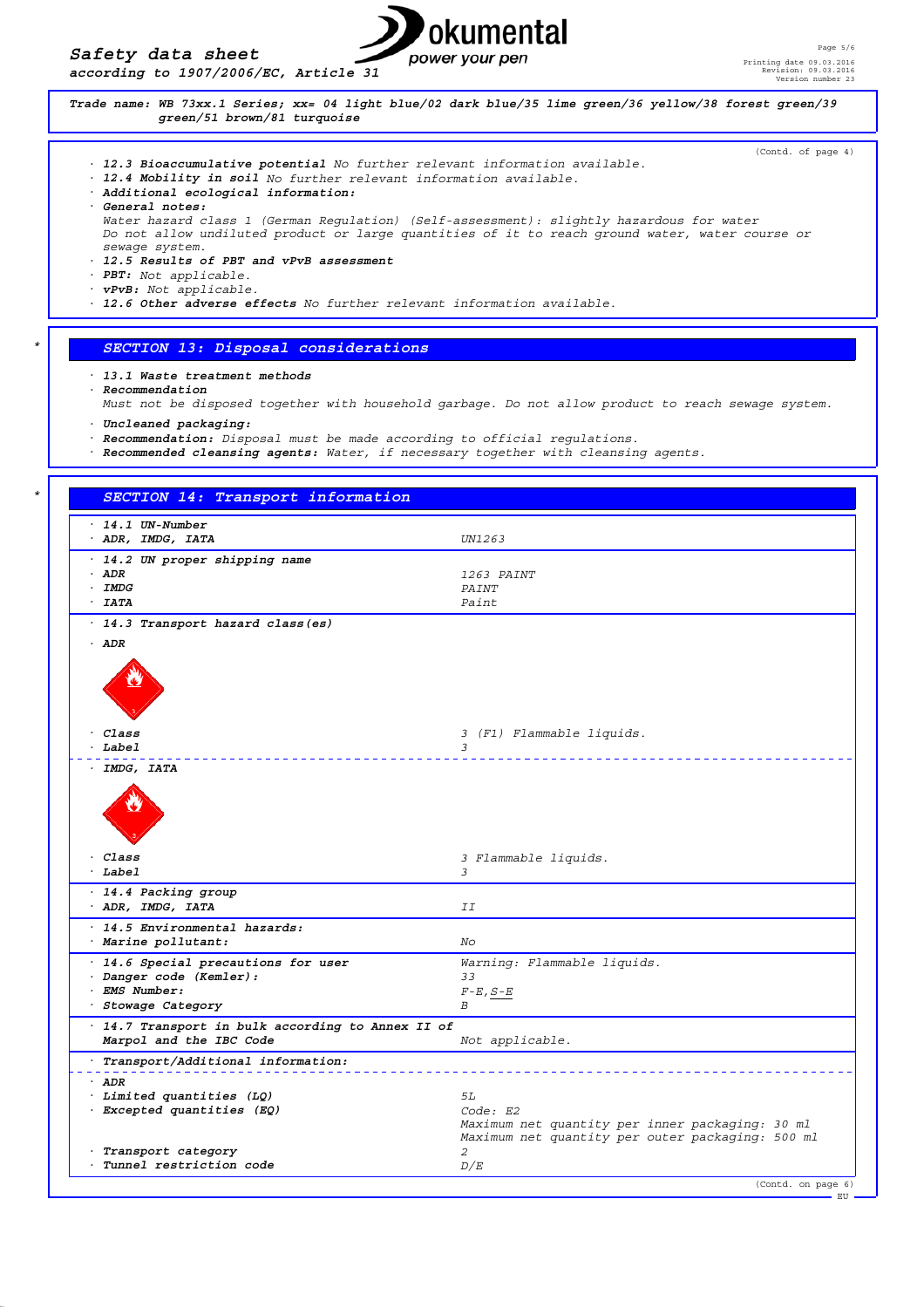Trade name: WB 73xx.1 Series; xx= 04 light blue/02 dark blue/35 lime green/36 yellow/38 forest green/39 green/51 brown/81 turquoise

(Contd. of page 4)

· **12.3 Bioaccumulative potential** No further relevant information available.
· **12.4 Mobility in soil** No further relevant information available.
· **Additional ecological information:**
· **General notes:**
Water hazard class 1 (German Regulation) (Self-assessment): slightly hazardous for water
Do not allow undiluted product or large quantities of it to reach ground water, water course or sewage system.
· **12.5 Results of PBT and vPvB assessment**
· **PBT:** Not applicable.
· **vPvB:** Not applicable.
· **12.6 Other adverse effects** No further relevant information available.

## SECTION 13: Disposal considerations

· **13.1 Waste treatment methods**
· **Recommendation**
Must not be disposed together with household garbage. Do not allow product to reach sewage system.
· **Uncleaned packaging:**
· **Recommendation:** Disposal must be made according to official regulations.
· **Recommended cleansing agents:** Water, if necessary together with cleansing agents.

## SECTION 14: Transport information

| | |
|---|---|
| · **14.1 UN-Number** | |
| · **ADR, IMDG, IATA** | UN1263 |
| · **14.2 UN proper shipping name** | |
| · **ADR** | 1263 PAINT |
| · **IMDG** | PAINT |
| · **IATA** | Paint |
| · **14.3 Transport hazard class(es)** | |
| · **ADR** | |
| · **Class** | 3 (F1) Flammable liquids. |
| · **Label** | 3 |
| · **IMDG, IATA** | |
| · **Class** | 3 Flammable liquids. |
| · **Label** | 3 |
| · **14.4 Packing group** | |
| · **ADR, IMDG, IATA** | II |
| · **14.5 Environmental hazards:** | |
| · **Marine pollutant:** | No |
| · **14.6 Special precautions for user** | Warning: Flammable liquids. |
| · **Danger code (Kemler):** | 33 |
| · **EMS Number:** | F-E,S-E |
| · **Stowage Category** | B |
| · **14.7 Transport in bulk according to Annex II of Marpol and the IBC Code** | Not applicable. |
| · **Transport/Additional information:** | |
| · **ADR** | |
| · **Limited quantities (LQ)** | 5L |
| · **Excepted quantities (EQ)** | Code: E2<br>Maximum net quantity per inner packaging: 30 ml<br>Maximum net quantity per outer packaging: 500 ml |
| · **Transport category** | 2 |
| · **Tunnel restriction code** | D/E |

(Contd. on page 6)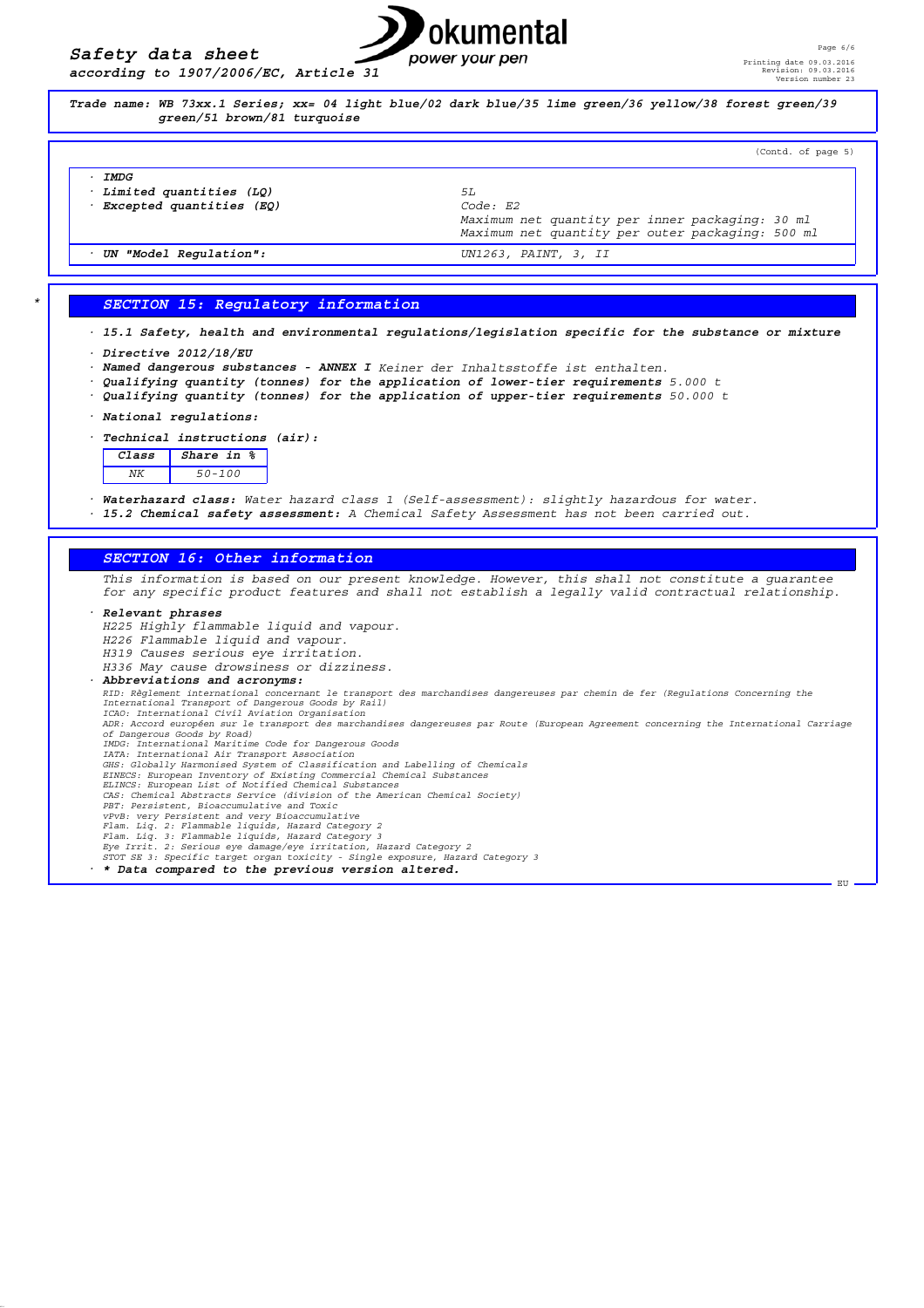**Trade name: WB 73xx.1 Series; xx= 04 light blue/02 dark blue/35 lime green/36 yellow/38 forest green/39 green/51 brown/81 turquoise**

(Contd. of page 5)

| | |
|---|---|
| · **IMDG** | |
| · **Limited quantities (LQ)** | 5L |
| · **Excepted quantities (EQ)** | Code: E2<br>Maximum net quantity per inner packaging: 30 ml<br>Maximum net quantity per outer packaging: 500 ml |
| · **UN "Model Regulation":** | UN1263, PAINT, 3, II |

\*

## SECTION 15: Regulatory information

· **15.1 Safety, health and environmental regulations/legislation specific for the substance or mixture**

· **Directive 2012/18/EU**

· **Named dangerous substances - ANNEX I** Keiner der Inhaltsstoffe ist enthalten.

· **Qualifying quantity (tonnes) for the application of lower-tier requirements** 5.000 t

· **Qualifying quantity (tonnes) for the application of upper-tier requirements** 50.000 t

· **National regulations:**

· **Technical instructions (air):**

| Class | Share in % |
|---|---|
| NK | 50-100 |

· **Waterhazard class:** Water hazard class 1 (Self-assessment): slightly hazardous for water.

· **15.2 Chemical safety assessment:** A Chemical Safety Assessment has not been carried out.

## SECTION 16: Other information

This information is based on our present knowledge. However, this shall not constitute a guarantee for any specific product features and shall not establish a legally valid contractual relationship.

· **Relevant phrases**

H225 Highly flammable liquid and vapour.
H226 Flammable liquid and vapour.
H319 Causes serious eye irritation.
H336 May cause drowsiness or dizziness.

· **Abbreviations and acronyms:**

RID: Règlement international concernant le transport des marchandises dangereuses par chemin de fer (Regulations Concerning the International Transport of Dangerous Goods by Rail)
ICAO: International Civil Aviation Organisation
ADR: Accord européen sur le transport des marchandises dangereuses par Route (European Agreement concerning the International Carriage of Dangerous Goods by Road)
IMDG: International Maritime Code for Dangerous Goods
IATA: International Air Transport Association
GHS: Globally Harmonised System of Classification and Labelling of Chemicals
EINECS: European Inventory of Existing Commercial Chemical Substances
ELINCS: European List of Notified Chemical Substances
CAS: Chemical Abstracts Service (division of the American Chemical Society)
PBT: Persistent, Bioaccumulative and Toxic
vPvB: very Persistent and very Bioaccumulative
Flam. Liq. 2: Flammable liquids, Hazard Category 2
Flam. Liq. 3: Flammable liquids, Hazard Category 3
Eye Irrit. 2: Serious eye damage/eye irritation, Hazard Category 2
STOT SE 3: Specific target organ toxicity - Single exposure, Hazard Category 3

· **\* Data compared to the previous version altered.**